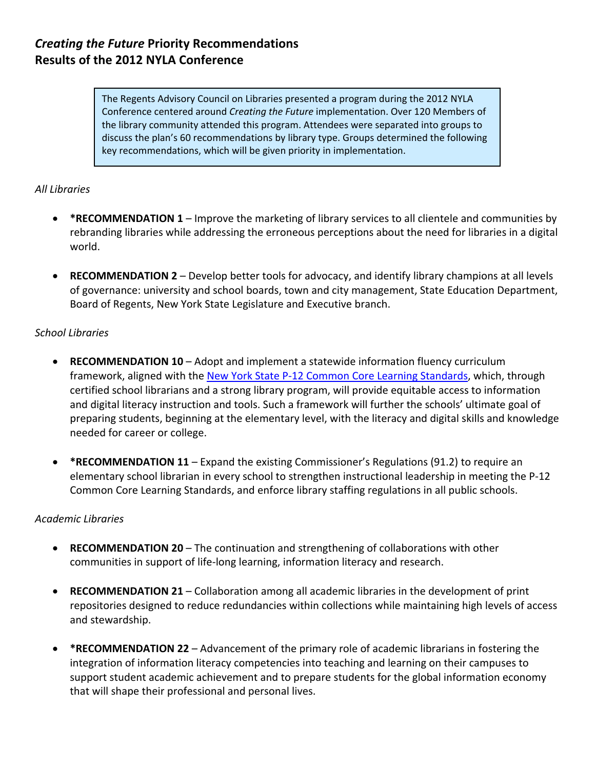# *Creating the Future* Priority Recommendations
# Results of the 2012 NYLA Conference

> The Regents Advisory Council on Libraries presented a program during the 2012 NYLA Conference centered around *Creating the Future* implementation. Over 120 Members of the library community attended this program. Attendees were separated into groups to discuss the plan's 60 recommendations by library type. Groups determined the following key recommendations, which will be given priority in implementation.

*All Libraries*

- ***RECOMMENDATION 1** – Improve the marketing of library services to all clientele and communities by rebranding libraries while addressing the erroneous perceptions about the need for libraries in a digital world.

- **RECOMMENDATION 2** – Develop better tools for advocacy, and identify library champions at all levels of governance: university and school boards, town and city management, State Education Department, Board of Regents, New York State Legislature and Executive branch.

*School Libraries*

- **RECOMMENDATION 10** – Adopt and implement a statewide information fluency curriculum framework, aligned with the New York State P-12 Common Core Learning Standards, which, through certified school librarians and a strong library program, will provide equitable access to information and digital literacy instruction and tools. Such a framework will further the schools' ultimate goal of preparing students, beginning at the elementary level, with the literacy and digital skills and knowledge needed for career or college.

- ***RECOMMENDATION 11** – Expand the existing Commissioner's Regulations (91.2) to require an elementary school librarian in every school to strengthen instructional leadership in meeting the P-12 Common Core Learning Standards, and enforce library staffing regulations in all public schools.

*Academic Libraries*

- **RECOMMENDATION 20** – The continuation and strengthening of collaborations with other communities in support of life-long learning, information literacy and research.

- **RECOMMENDATION 21** – Collaboration among all academic libraries in the development of print repositories designed to reduce redundancies within collections while maintaining high levels of access and stewardship.

- ***RECOMMENDATION 22** – Advancement of the primary role of academic librarians in fostering the integration of information literacy competencies into teaching and learning on their campuses to support student academic achievement and to prepare students for the global information economy that will shape their professional and personal lives.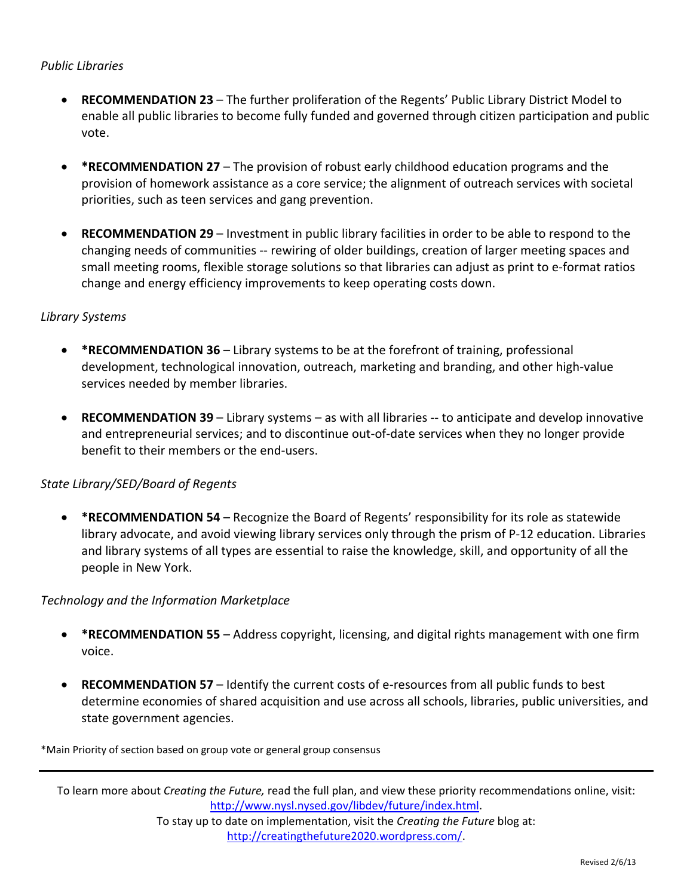*Public Libraries*

- **RECOMMENDATION 23** – The further proliferation of the Regents' Public Library District Model to enable all public libraries to become fully funded and governed through citizen participation and public vote.

- ***RECOMMENDATION 27** – The provision of robust early childhood education programs and the provision of homework assistance as a core service; the alignment of outreach services with societal priorities, such as teen services and gang prevention.

- **RECOMMENDATION 29** – Investment in public library facilities in order to be able to respond to the changing needs of communities -- rewiring of older buildings, creation of larger meeting spaces and small meeting rooms, flexible storage solutions so that libraries can adjust as print to e-format ratios change and energy efficiency improvements to keep operating costs down.

*Library Systems*

- ***RECOMMENDATION 36** – Library systems to be at the forefront of training, professional development, technological innovation, outreach, marketing and branding, and other high-value services needed by member libraries.

- **RECOMMENDATION 39** – Library systems – as with all libraries -- to anticipate and develop innovative and entrepreneurial services; and to discontinue out-of-date services when they no longer provide benefit to their members or the end-users.

*State Library/SED/Board of Regents*

- ***RECOMMENDATION 54** – Recognize the Board of Regents' responsibility for its role as statewide library advocate, and avoid viewing library services only through the prism of P-12 education. Libraries and library systems of all types are essential to raise the knowledge, skill, and opportunity of all the people in New York.

*Technology and the Information Marketplace*

- ***RECOMMENDATION 55** – Address copyright, licensing, and digital rights management with one firm voice.

- **RECOMMENDATION 57** – Identify the current costs of e-resources from all public funds to best determine economies of shared acquisition and use across all schools, libraries, public universities, and state government agencies.

*Main Priority of section based on group vote or general group consensus

---

To learn more about *Creating the Future,* read the full plan, and view these priority recommendations online, visit: http://www.nysl.nysed.gov/libdev/future/index.html.

To stay up to date on implementation, visit the *Creating the Future* blog at: http://creatingthefuture2020.wordpress.com/.

Revised 2/6/13